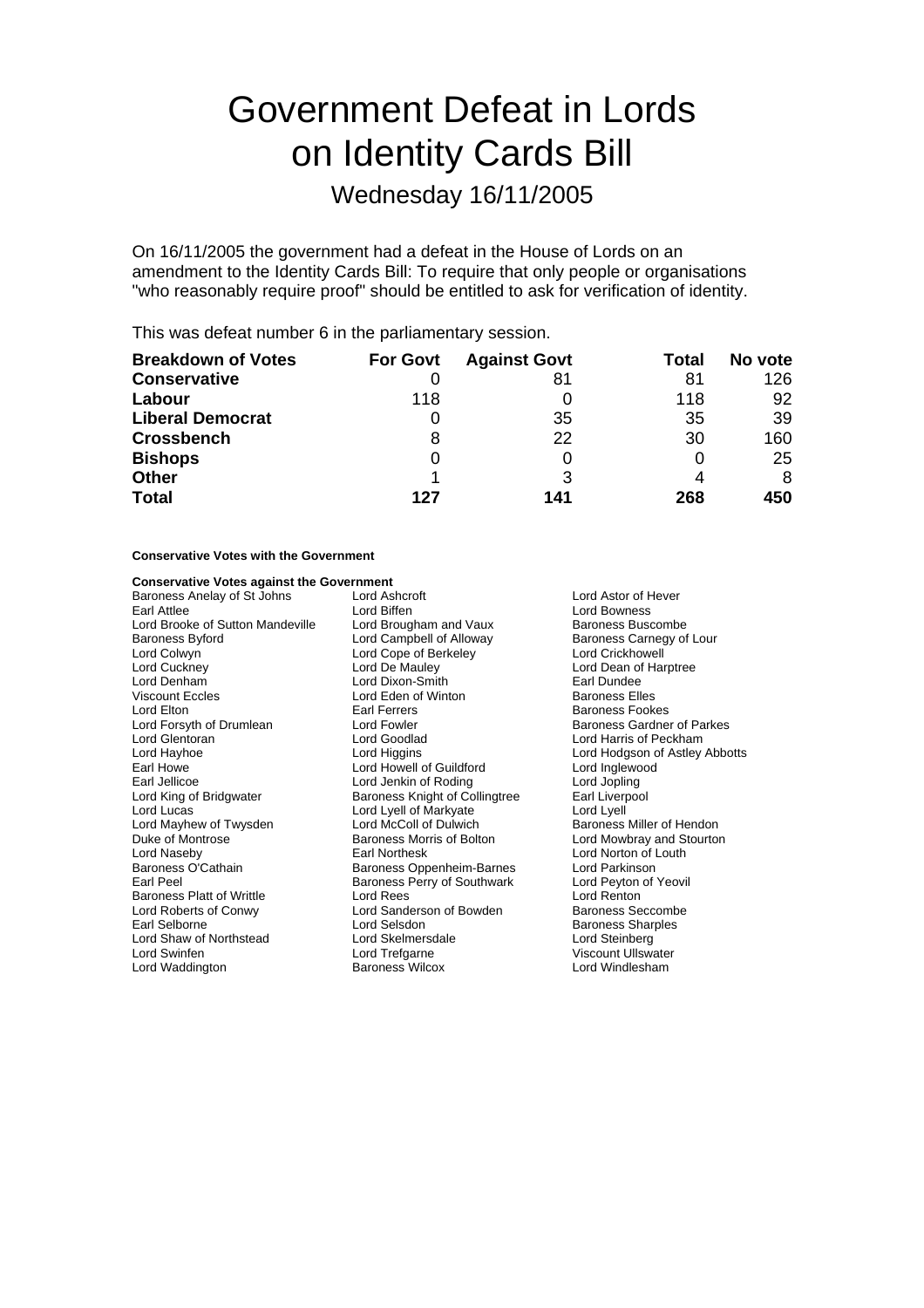# Government Defeat in Lords on Identity Cards Bill

## Wednesday 16/11/2005

On 16/11/2005 the government had a defeat in the House of Lords on an amendment to the Identity Cards Bill: To require that only people or organisations "who reasonably require proof" should be entitled to ask for verification of identity.

This was defeat number 6 in the parliamentary session.

| **Breakdown of Votes** | **For Govt** | **Against Govt** | **Total** | **No vote** |
|---|---|---|---|---|
| **Conservative** | 0 | 81 | 81 | 126 |
| **Labour** | 118 | 0 | 118 | 92 |
| **Liberal Democrat** | 0 | 35 | 35 | 39 |
| **Crossbench** | 8 | 22 | 30 | 160 |
| **Bishops** | 0 | 0 | 0 | 25 |
| **Other** | 1 | 3 | 4 | 8 |
| **Total** | **127** | **141** | **268** | **450** |

**Conservative Votes with the Government**

**Conservative Votes against the Government**

Baroness Anelay of St Johns
Lord Ashcroft
Lord Astor of Hever
Earl Attlee
Lord Biffen
Lord Bowness
Lord Brooke of Sutton Mandeville
Lord Brougham and Vaux
Baroness Buscombe
Baroness Byford
Lord Campbell of Alloway
Baroness Carnegy of Lour
Lord Colwyn
Lord Cope of Berkeley
Lord Crickhowell
Lord Cuckney
Lord De Mauley
Lord Dean of Harptree
Lord Denham
Lord Dixon-Smith
Earl Dundee
Viscount Eccles
Lord Eden of Winton
Baroness Elles
Lord Elton
Earl Ferrers
Baroness Fookes
Lord Forsyth of Drumlean
Lord Fowler
Baroness Gardner of Parkes
Lord Glentoran
Lord Goodlad
Lord Harris of Peckham
Lord Hayhoe
Lord Higgins
Lord Hodgson of Astley Abbotts
Earl Howe
Lord Howell of Guildford
Lord Inglewood
Earl Jellicoe
Lord Jenkin of Roding
Lord Jopling
Lord King of Bridgwater
Baroness Knight of Collingtree
Earl Liverpool
Lord Lucas
Lord Lyell of Markyate
Lord Lyell
Lord Mayhew of Twysden
Lord McColl of Dulwich
Baroness Miller of Hendon
Duke of Montrose
Baroness Morris of Bolton
Lord Mowbray and Stourton
Lord Naseby
Earl Northesk
Lord Norton of Louth
Baroness O'Cathain
Baroness Oppenheim-Barnes
Lord Parkinson
Earl Peel
Baroness Perry of Southwark
Lord Peyton of Yeovil
Baroness Platt of Writtle
Lord Rees
Lord Renton
Lord Roberts of Conwy
Lord Sanderson of Bowden
Baroness Seccombe
Earl Selborne
Lord Selsdon
Baroness Sharples
Lord Shaw of Northstead
Lord Skelmersdale
Lord Steinberg
Lord Swinfen
Lord Trefgarne
Viscount Ullswater
Lord Waddington
Baroness Wilcox
Lord Windlesham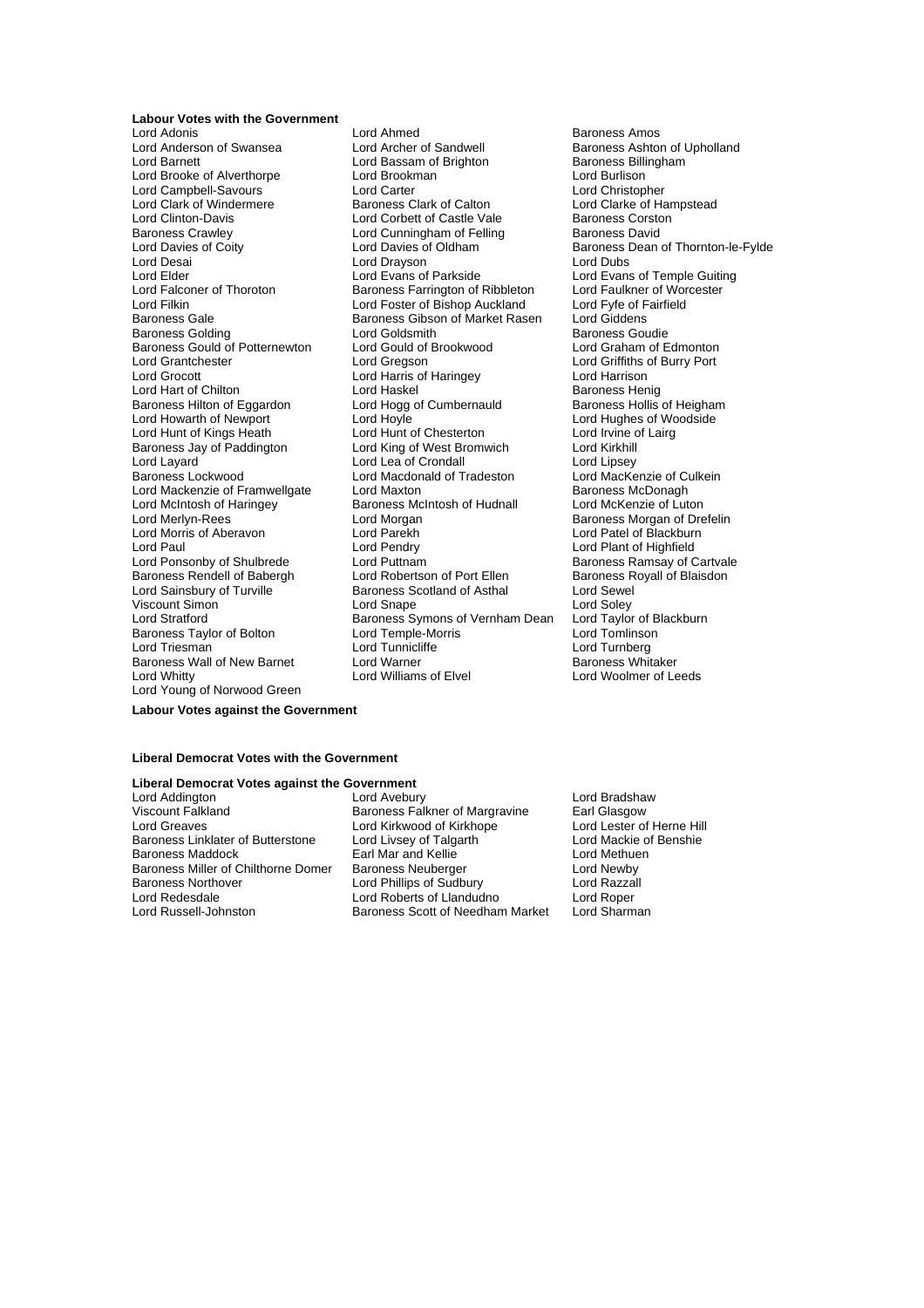**Labour Votes with the Government**

Lord Adonis
Lord Anderson of Swansea
Lord Barnett
Lord Brooke of Alverthorpe
Lord Campbell-Savours
Lord Clark of Windermere
Lord Clinton-Davis
Baroness Crawley
Lord Davies of Coity
Lord Desai
Lord Elder
Lord Falconer of Thoroton
Lord Filkin
Baroness Gale
Baroness Golding
Baroness Gould of Potternewton
Lord Grantchester
Lord Grocott
Lord Hart of Chilton
Baroness Hilton of Eggardon
Lord Howarth of Newport
Lord Hunt of Kings Heath
Baroness Jay of Paddington
Lord Layard
Baroness Lockwood
Lord Mackenzie of Framwellgate
Lord McIntosh of Haringey
Lord Merlyn-Rees
Lord Morris of Aberavon
Lord Paul
Lord Ponsonby of Shulbrede
Baroness Rendell of Babergh
Lord Sainsbury of Turville
Viscount Simon
Lord Stratford
Baroness Taylor of Bolton
Lord Triesman
Baroness Wall of New Barnet
Lord Whitty
Lord Young of Norwood Green
Lord Ahmed
Lord Archer of Sandwell
Lord Bassam of Brighton
Lord Brookman
Lord Carter
Baroness Clark of Calton
Lord Corbett of Castle Vale
Lord Cunningham of Felling
Lord Davies of Oldham
Lord Drayson
Lord Evans of Parkside
Baroness Farrington of Ribbleton
Lord Foster of Bishop Auckland
Baroness Gibson of Market Rasen
Lord Goldsmith
Lord Gould of Brookwood
Lord Gregson
Lord Harris of Haringey
Lord Haskel
Lord Hogg of Cumbernauld
Lord Hoyle
Lord Hunt of Chesterton
Lord King of West Bromwich
Lord Lea of Crondall
Lord Macdonald of Tradeston
Lord Maxton
Baroness McIntosh of Hudnall
Lord Morgan
Lord Parekh
Lord Pendry
Lord Puttnam
Lord Robertson of Port Ellen
Baroness Scotland of Asthal
Lord Snape
Baroness Symons of Vernham Dean
Lord Temple-Morris
Lord Tunnicliffe
Lord Warner
Lord Williams of Elvel
Baroness Amos
Baroness Ashton of Upholland
Baroness Billingham
Lord Burlison
Lord Christopher
Lord Clarke of Hampstead
Baroness Corston
Baroness David
Baroness Dean of Thornton-le-Fylde
Lord Dubs
Lord Evans of Temple Guiting
Lord Faulkner of Worcester
Lord Fyfe of Fairfield
Lord Giddens
Baroness Goudie
Lord Graham of Edmonton
Lord Griffiths of Burry Port
Lord Harrison
Baroness Henig
Baroness Hollis of Heigham
Lord Hughes of Woodside
Lord Irvine of Lairg
Lord Kirkhill
Lord Lipsey
Lord MacKenzie of Culkein
Baroness McDonagh
Lord McKenzie of Luton
Baroness Morgan of Drefelin
Lord Patel of Blackburn
Lord Plant of Highfield
Baroness Ramsay of Cartvale
Baroness Royall of Blaisdon
Lord Sewel
Lord Soley
Lord Taylor of Blackburn
Lord Tomlinson
Lord Turnberg
Baroness Whitaker
Lord Woolmer of Leeds

**Labour Votes against the Government**

**Liberal Democrat Votes with the Government**

**Liberal Democrat Votes against the Government**

Lord Addington
Viscount Falkland
Lord Greaves
Baroness Linklater of Butterstone
Baroness Maddock
Baroness Miller of Chilthorne Domer
Baroness Northover
Lord Redesdale
Lord Russell-Johnston
Lord Avebury
Baroness Falkner of Margravine
Lord Kirkwood of Kirkhope
Lord Livsey of Talgarth
Earl Mar and Kellie
Baroness Neuberger
Lord Phillips of Sudbury
Lord Roberts of Llandudno
Baroness Scott of Needham Market
Lord Bradshaw
Earl Glasgow
Lord Lester of Herne Hill
Lord Mackie of Benshie
Lord Methuen
Lord Newby
Lord Razzall
Lord Roper
Lord Sharman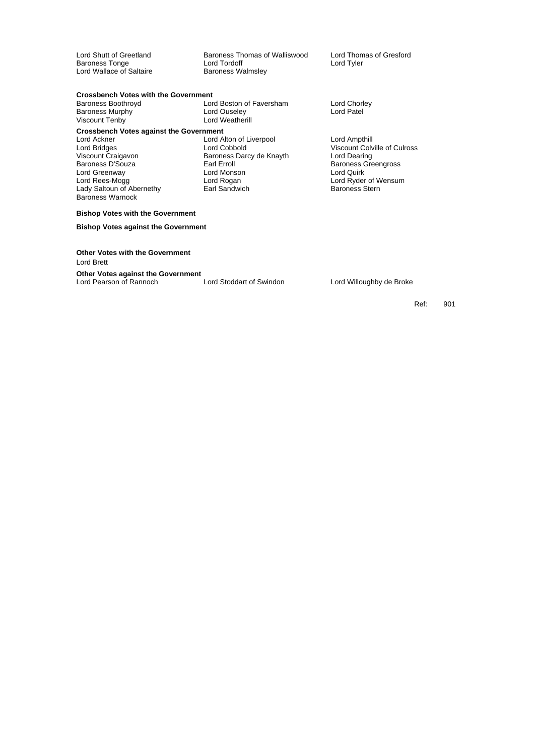Lord Shutt of Greetland
Baroness Thomas of Walliswood
Lord Thomas of Gresford
Baroness Tonge
Lord Tordoff
Lord Tyler
Lord Wallace of Saltaire
Baroness Walmsley

**Crossbench Votes with the Government**

Baroness Boothroyd
Lord Boston of Faversham
Lord Chorley
Baroness Murphy
Lord Ouseley
Lord Patel
Viscount Tenby
Lord Weatherill

**Crossbench Votes against the Government**

Lord Ackner
Lord Alton of Liverpool
Lord Ampthill
Lord Bridges
Lord Cobbold
Viscount Colville of Culross
Viscount Craigavon
Baroness Darcy de Knayth
Lord Dearing
Baroness D'Souza
Earl Erroll
Baroness Greengross
Lord Greenway
Lord Monson
Lord Quirk
Lord Rees-Mogg
Lord Rogan
Lord Ryder of Wensum
Lady Saltoun of Abernethy
Earl Sandwich
Baroness Stern
Baroness Warnock

**Bishop Votes with the Government**

**Bishop Votes against the Government**

**Other Votes with the Government**

Lord Brett

**Other Votes against the Government**

Lord Pearson of Rannoch
Lord Stoddart of Swindon
Lord Willoughby de Broke

Ref: 901